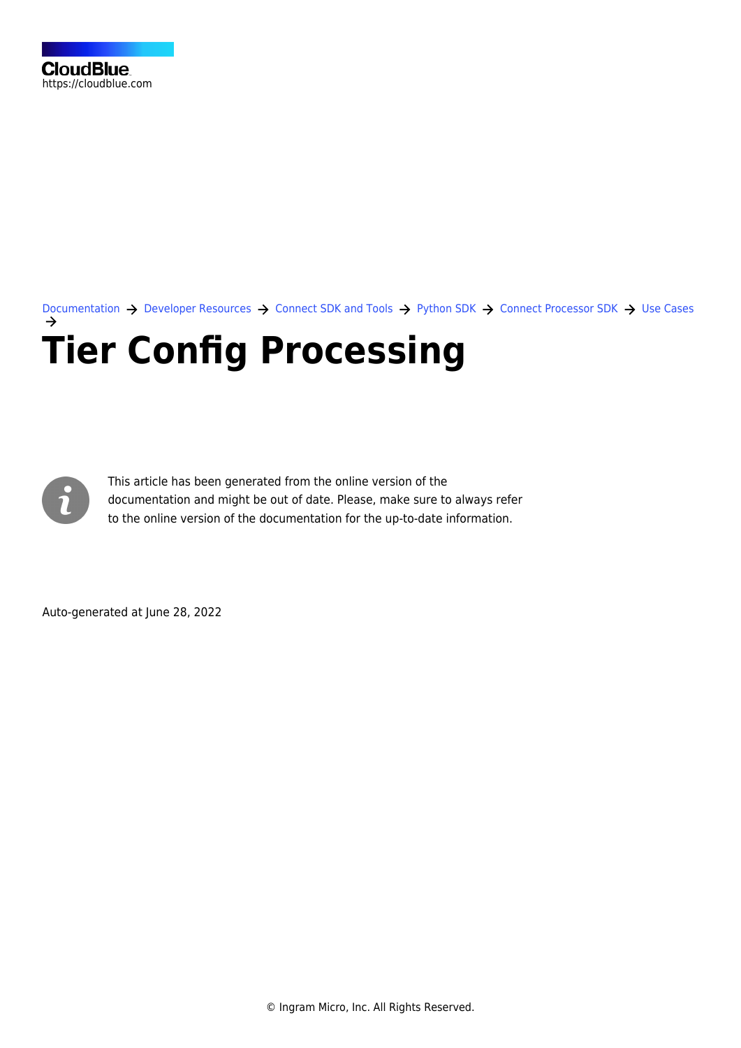CloudBlue
https://cloudblue.com

Documentation → Developer Resources → Connect SDK and Tools → Python SDK → Connect Processor SDK → Use Cases →

# Tier Config Processing

This article has been generated from the online version of the documentation and might be out of date. Please, make sure to always refer to the online version of the documentation for the up-to-date information.

Auto-generated at June 28, 2022

© Ingram Micro, Inc. All Rights Reserved.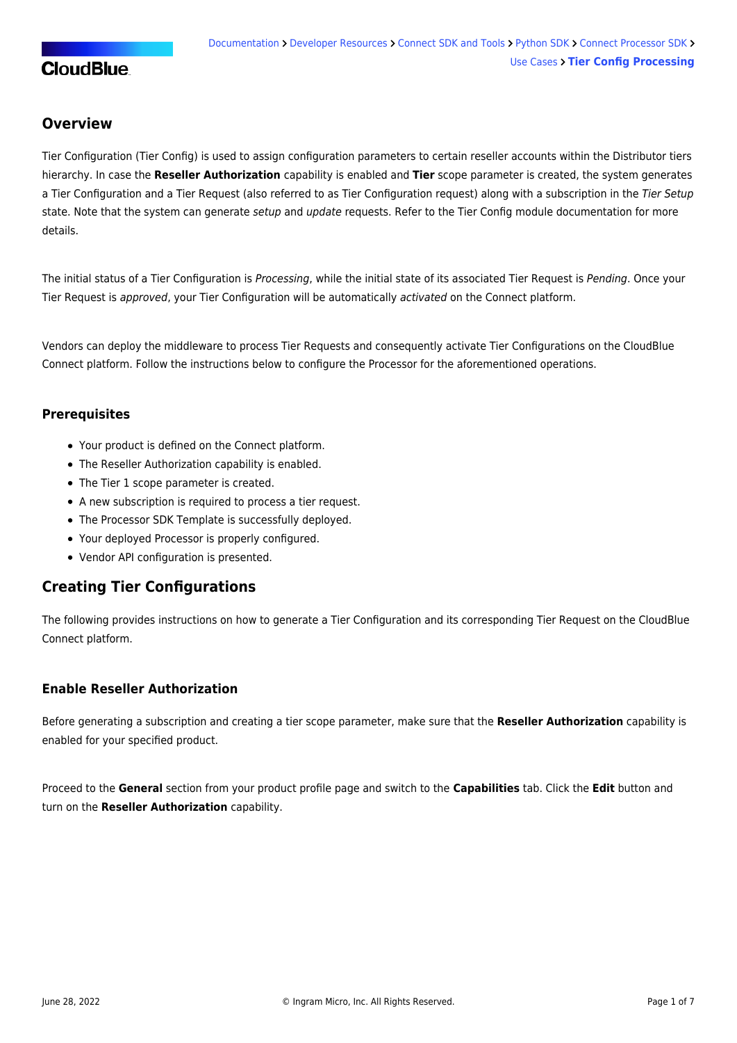## Overview

Tier Configuration (Tier Config) is used to assign configuration parameters to certain reseller accounts within the Distributor tiers hierarchy. In case the **Reseller Authorization** capability is enabled and **Tier** scope parameter is created, the system generates a Tier Configuration and a Tier Request (also referred to as Tier Configuration request) along with a subscription in the *Tier Setup* state. Note that the system can generate *setup* and *update* requests. Refer to the Tier Config module documentation for more details.

The initial status of a Tier Configuration is *Processing*, while the initial state of its associated Tier Request is *Pending*. Once your Tier Request is *approved*, your Tier Configuration will be automatically *activated* on the Connect platform.

Vendors can deploy the middleware to process Tier Requests and consequently activate Tier Configurations on the CloudBlue Connect platform. Follow the instructions below to configure the Processor for the aforementioned operations.

### Prerequisites

- Your product is defined on the Connect platform.
- The Reseller Authorization capability is enabled.
- The Tier 1 scope parameter is created.
- A new subscription is required to process a tier request.
- The Processor SDK Template is successfully deployed.
- Your deployed Processor is properly configured.
- Vendor API configuration is presented.

## Creating Tier Configurations

The following provides instructions on how to generate a Tier Configuration and its corresponding Tier Request on the CloudBlue Connect platform.

### Enable Reseller Authorization

Before generating a subscription and creating a tier scope parameter, make sure that the **Reseller Authorization** capability is enabled for your specified product.

Proceed to the **General** section from your product profile page and switch to the **Capabilities** tab. Click the **Edit** button and turn on the **Reseller Authorization** capability.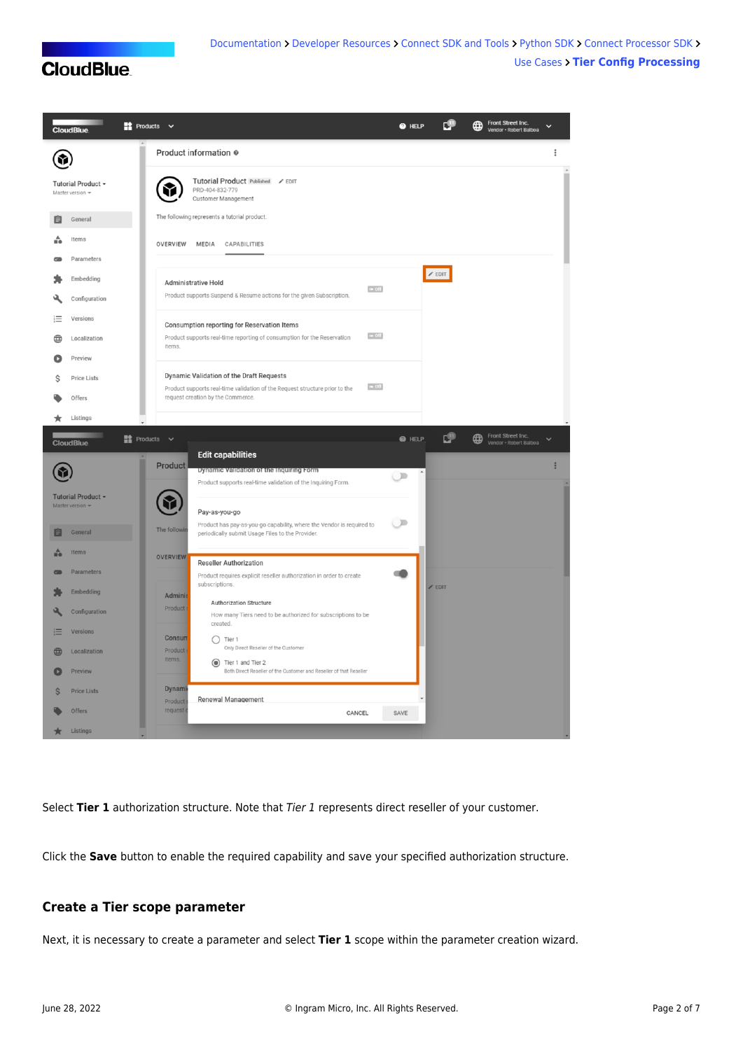Select **Tier 1** authorization structure. Note that *Tier 1* represents direct reseller of your customer.

Click the **Save** button to enable the required capability and save your specified authorization structure.

## Create a Tier scope parameter

Next, it is necessary to create a parameter and select **Tier 1** scope within the parameter creation wizard.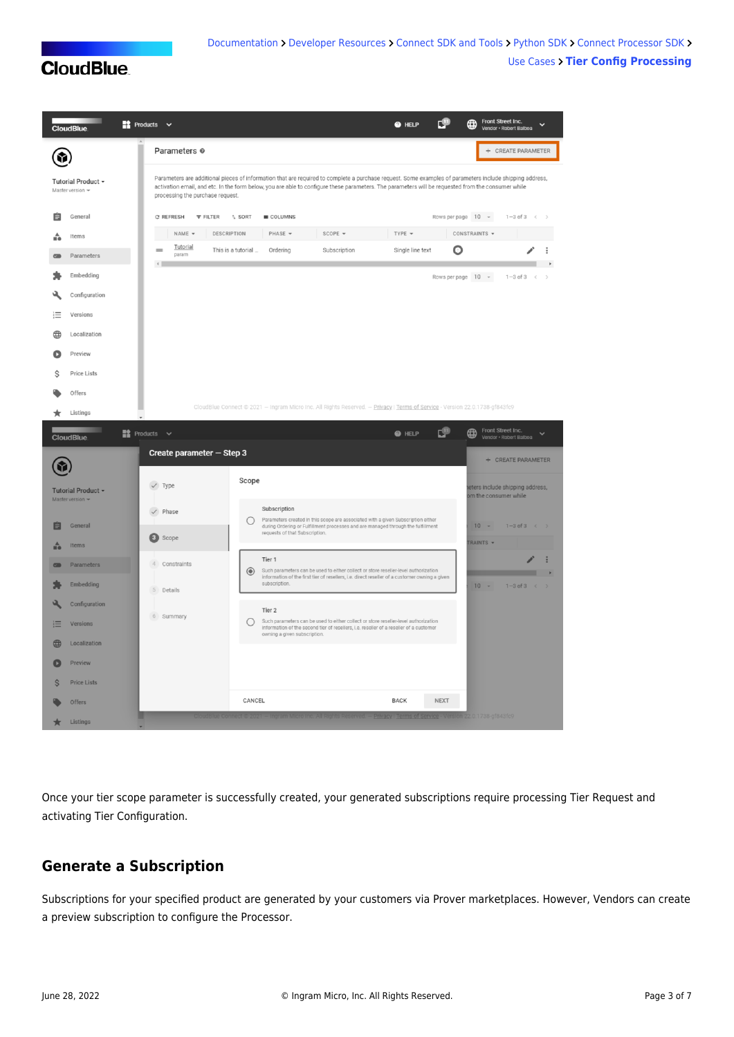Once your tier scope parameter is successfully created, your generated subscriptions require processing Tier Request and activating Tier Configuration.

## Generate a Subscription

Subscriptions for your specified product are generated by your customers via Prover marketplaces. However, Vendors can create a preview subscription to configure the Processor.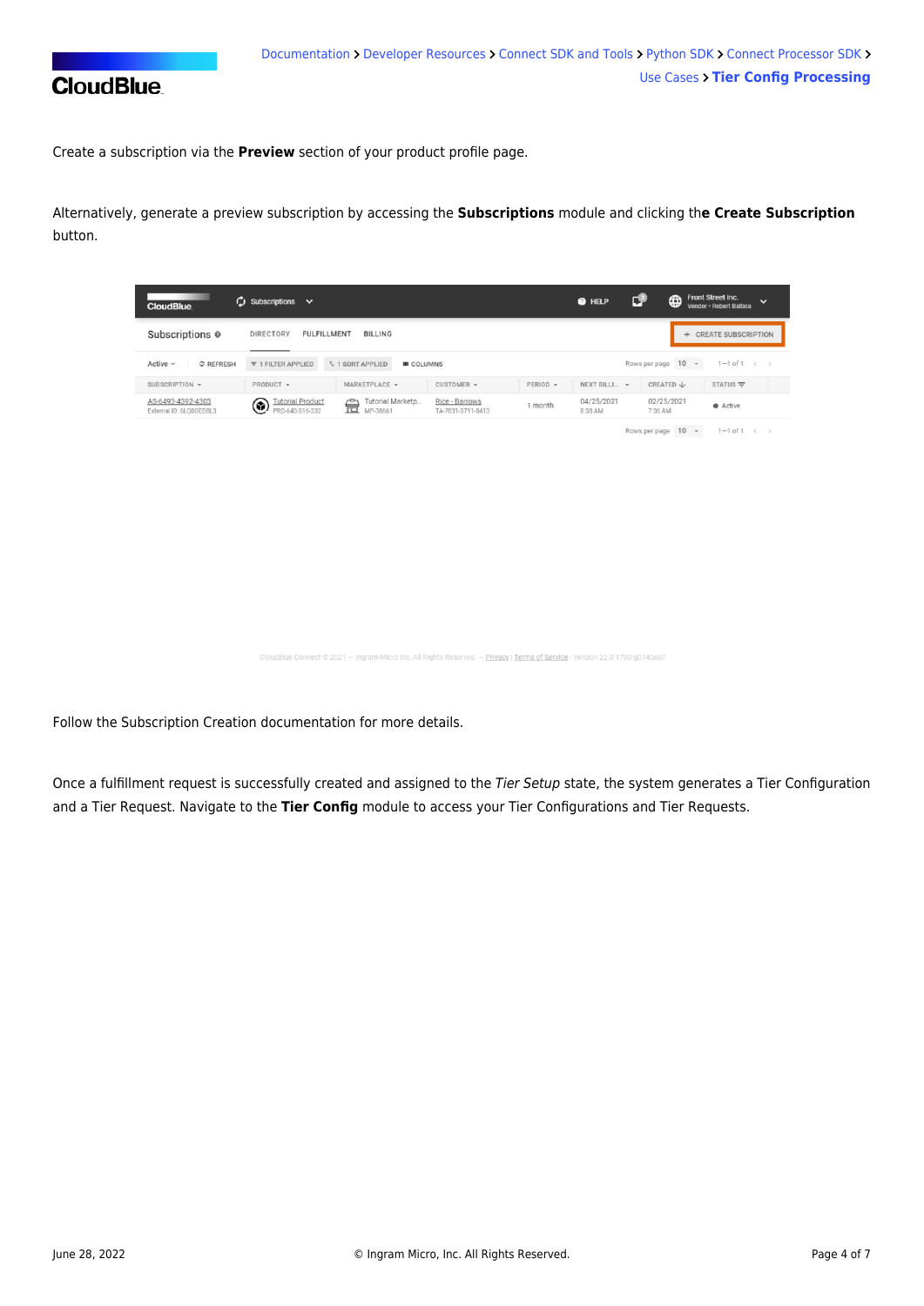Create a subscription via the **Preview** section of your product profile page.

Alternatively, generate a preview subscription by accessing the **Subscriptions** module and clicking th**e Create Subscription** button.

Follow the Subscription Creation documentation for more details.

Once a fulfillment request is successfully created and assigned to the *Tier Setup* state, the system generates a Tier Configuration and a Tier Request. Navigate to the **Tier Config** module to access your Tier Configurations and Tier Requests.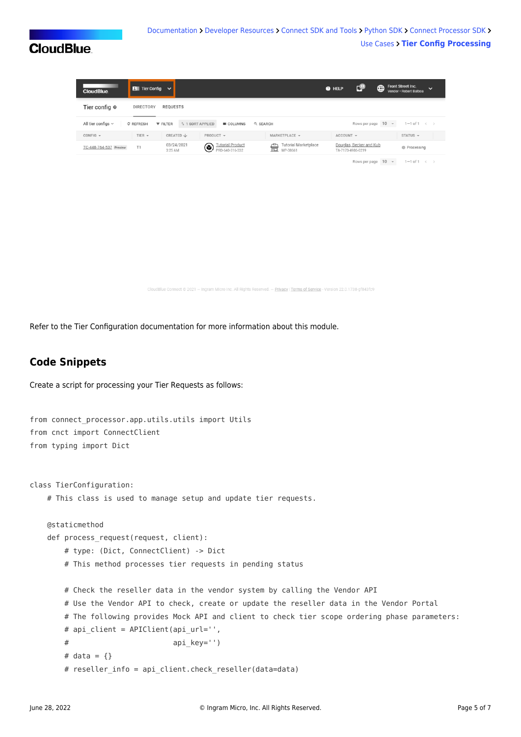Refer to the Tier Configuration documentation for more information about this module.

## Code Snippets

Create a script for processing your Tier Requests as follows:

```
from connect_processor.app.utils.utils import Utils
from cnct import ConnectClient
from typing import Dict


class TierConfiguration:
    # This class is used to manage setup and update tier requests.

    @staticmethod
    def process_request(request, client):
        # type: (Dict, ConnectClient) -> Dict
        # This method processes tier requests in pending status

        # Check the reseller data in the vendor system by calling the Vendor API
        # Use the Vendor API to check, create or update the reseller data in the Vendor Portal
        # The following provides Mock API and client to check tier scope ordering phase parameters:
        # api_client = APIClient(api_url='',
        #                        api_key='')
        # data = {}
        # reseller_info = api_client.check_reseller(data=data)
```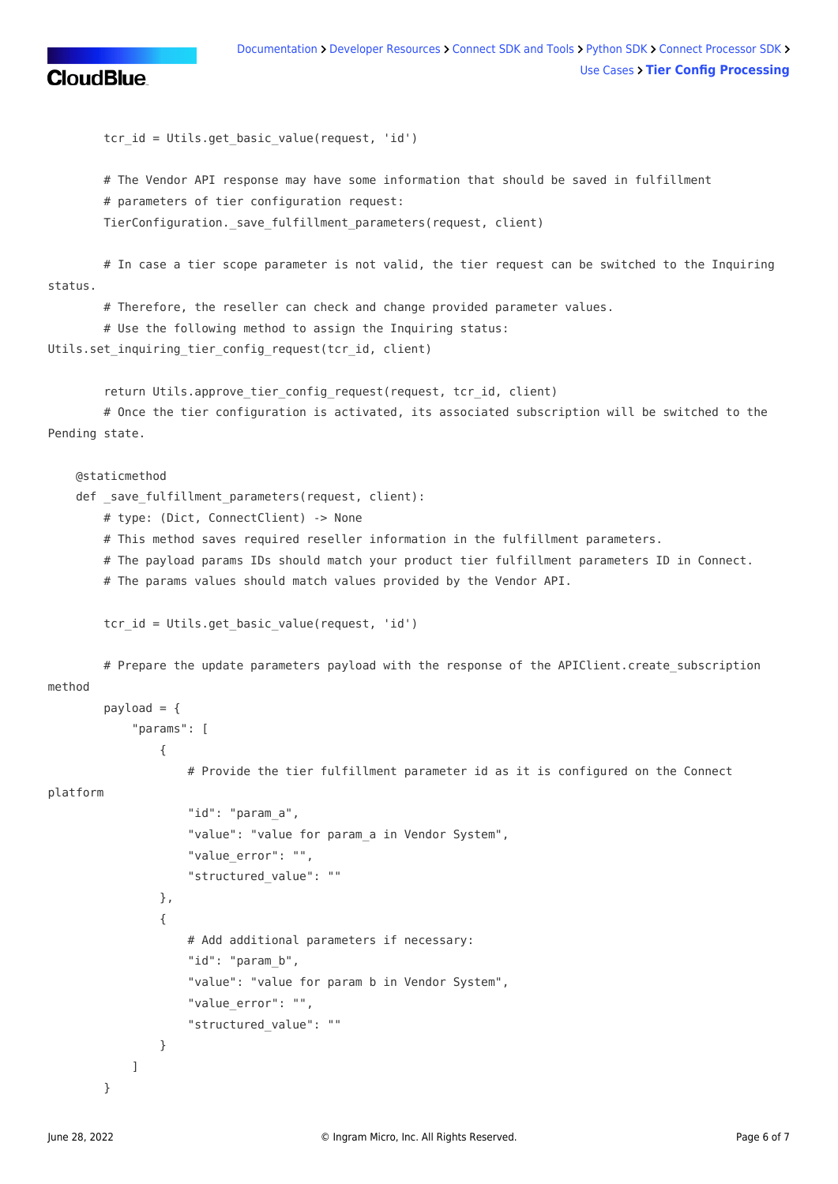```
        tcr_id = Utils.get_basic_value(request, 'id')

        # The Vendor API response may have some information that should be saved in fulfillment
        # parameters of tier configuration request:
        TierConfiguration._save_fulfillment_parameters(request, client)

        # In case a tier scope parameter is not valid, the tier request can be switched to the Inquiring
status.
        # Therefore, the reseller can check and change provided parameter values.
        # Use the following method to assign the Inquiring status:
Utils.set_inquiring_tier_config_request(tcr_id, client)

        return Utils.approve_tier_config_request(request, tcr_id, client)
        # Once the tier configuration is activated, its associated subscription will be switched to the
Pending state.

    @staticmethod
    def _save_fulfillment_parameters(request, client):
        # type: (Dict, ConnectClient) -> None
        # This method saves required reseller information in the fulfillment parameters.
        # The payload params IDs should match your product tier fulfillment parameters ID in Connect.
        # The params values should match values provided by the Vendor API.

        tcr_id = Utils.get_basic_value(request, 'id')

        # Prepare the update parameters payload with the response of the APIClient.create_subscription
method
        payload = {
            "params": [
                {
                    # Provide the tier fulfillment parameter id as it is configured on the Connect
platform
                    "id": "param_a",
                    "value": "value for param_a in Vendor System",
                    "value_error": "",
                    "structured_value": ""
                },
                {
                    # Add additional parameters if necessary:
                    "id": "param_b",
                    "value": "value for param b in Vendor System",
                    "value_error": "",
                    "structured_value": ""
                }
            ]
        }
```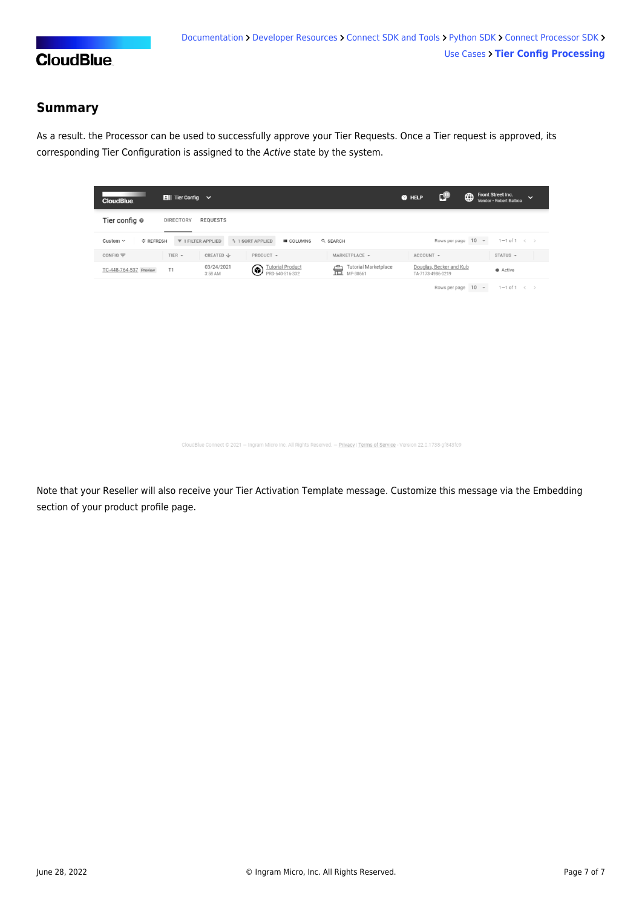## Summary

As a result. the Processor can be used to successfully approve your Tier Requests. Once a Tier request is approved, its corresponding Tier Configuration is assigned to the *Active* state by the system.

Note that your Reseller will also receive your Tier Activation Template message. Customize this message via the Embedding section of your product profile page.